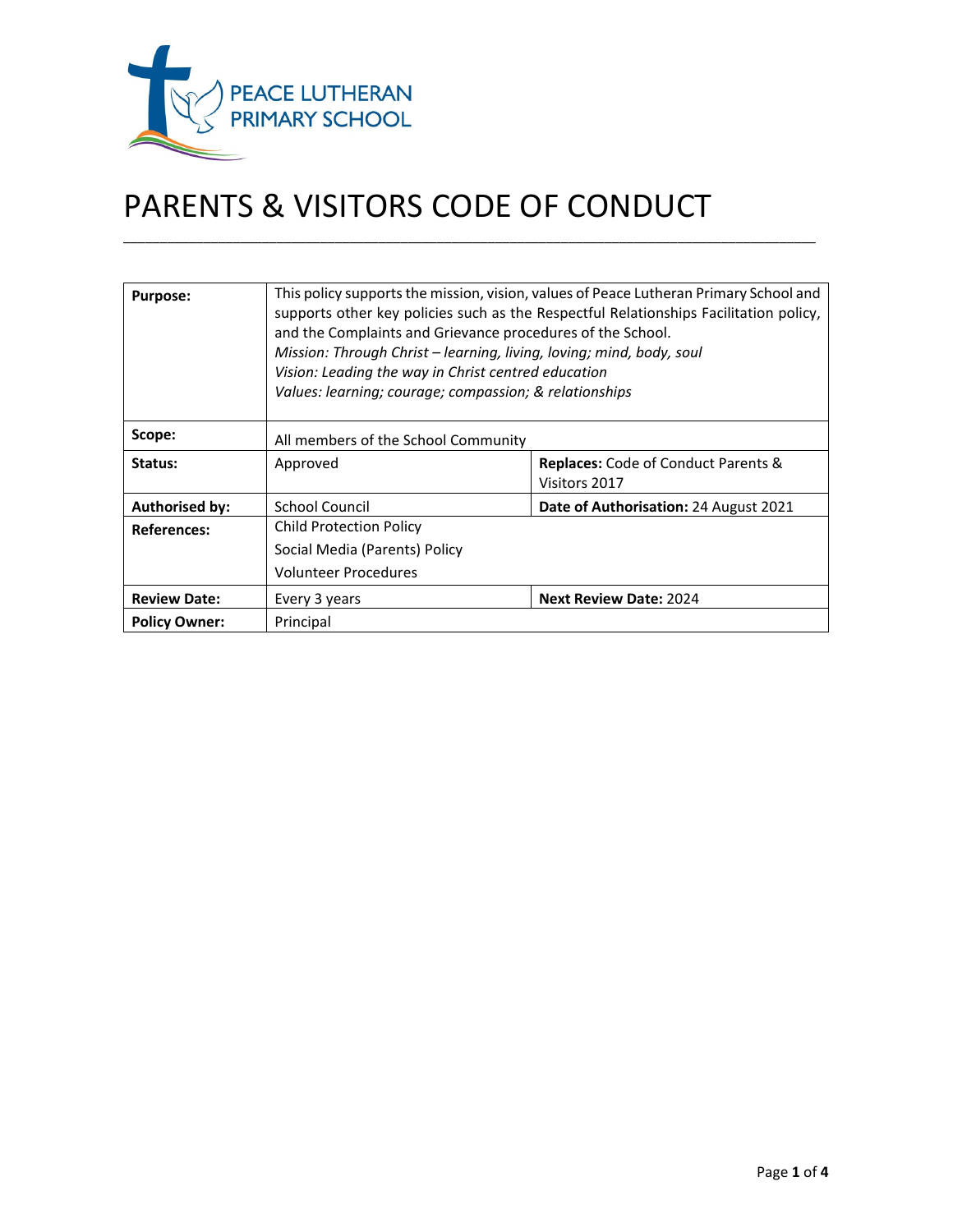PEACE LUTHERAN PRIMARY SCHOOL

# PARENTS & VISITORS CODE OF CONDUCT

| | | |
|---|---|---|
| **Purpose:** | This policy supports the mission, vision, values of Peace Lutheran Primary School and supports other key policies such as the Respectful Relationships Facilitation policy, and the Complaints and Grievance procedures of the School.<br>*Mission: Through Christ – learning, living, loving; mind, body, soul*<br>*Vision: Leading the way in Christ centred education*<br>*Values: learning; courage; compassion; & relationships* | |
| **Scope:** | All members of the School Community | |
| **Status:** | Approved | **Replaces:** Code of Conduct Parents & Visitors 2017 |
| **Authorised by:** | School Council | **Date of Authorisation:** 24 August 2021 |
| **References:** | Child Protection Policy<br>Social Media (Parents) Policy<br>Volunteer Procedures | |
| **Review Date:** | Every 3 years | **Next Review Date:** 2024 |
| **Policy Owner:** | Principal | |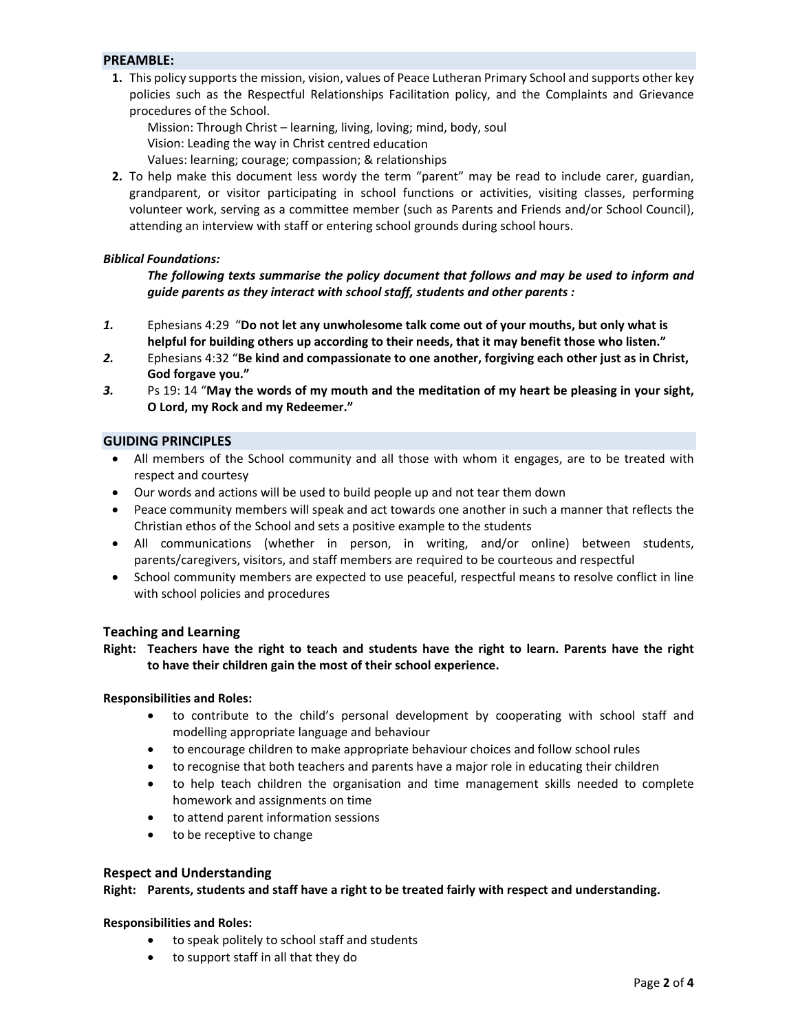## PREAMBLE:

1. This policy supports the mission, vision, values of Peace Lutheran Primary School and supports other key policies such as the Respectful Relationships Facilitation policy, and the Complaints and Grievance procedures of the School.

   Mission: Through Christ – learning, living, loving; mind, body, soul
   Vision: Leading the way in Christ centred education
   Values: learning; courage; compassion; & relationships

2. To help make this document less wordy the term "parent" may be read to include carer, guardian, grandparent, or visitor participating in school functions or activities, visiting classes, performing volunteer work, serving as a committee member (such as Parents and Friends and/or School Council), attending an interview with staff or entering school grounds during school hours.

### *Biblical Foundations:*

***The following texts summarise the policy document that follows and may be used to inform and guide parents as they interact with school staff, students and other parents :***

*1.* Ephesians 4:29 "**Do not let any unwholesome talk come out of your mouths, but only what is helpful for building others up according to their needs, that it may benefit those who listen."**

*2.* Ephesians 4:32 "**Be kind and compassionate to one another, forgiving each other just as in Christ, God forgave you."**

*3.* Ps 19: 14 "**May the words of my mouth and the meditation of my heart be pleasing in your sight, O Lord, my Rock and my Redeemer."**

## GUIDING PRINCIPLES

- All members of the School community and all those with whom it engages, are to be treated with respect and courtesy
- Our words and actions will be used to build people up and not tear them down
- Peace community members will speak and act towards one another in such a manner that reflects the Christian ethos of the School and sets a positive example to the students
- All communications (whether in person, in writing, and/or online) between students, parents/caregivers, visitors, and staff members are required to be courteous and respectful
- School community members are expected to use peaceful, respectful means to resolve conflict in line with school policies and procedures

### Teaching and Learning

**Right: Teachers have the right to teach and students have the right to learn. Parents have the right to have their children gain the most of their school experience.**

**Responsibilities and Roles:**

- to contribute to the child's personal development by cooperating with school staff and modelling appropriate language and behaviour
- to encourage children to make appropriate behaviour choices and follow school rules
- to recognise that both teachers and parents have a major role in educating their children
- to help teach children the organisation and time management skills needed to complete homework and assignments on time
- to attend parent information sessions
- to be receptive to change

### Respect and Understanding

**Right: Parents, students and staff have a right to be treated fairly with respect and understanding.**

**Responsibilities and Roles:**

- to speak politely to school staff and students
- to support staff in all that they do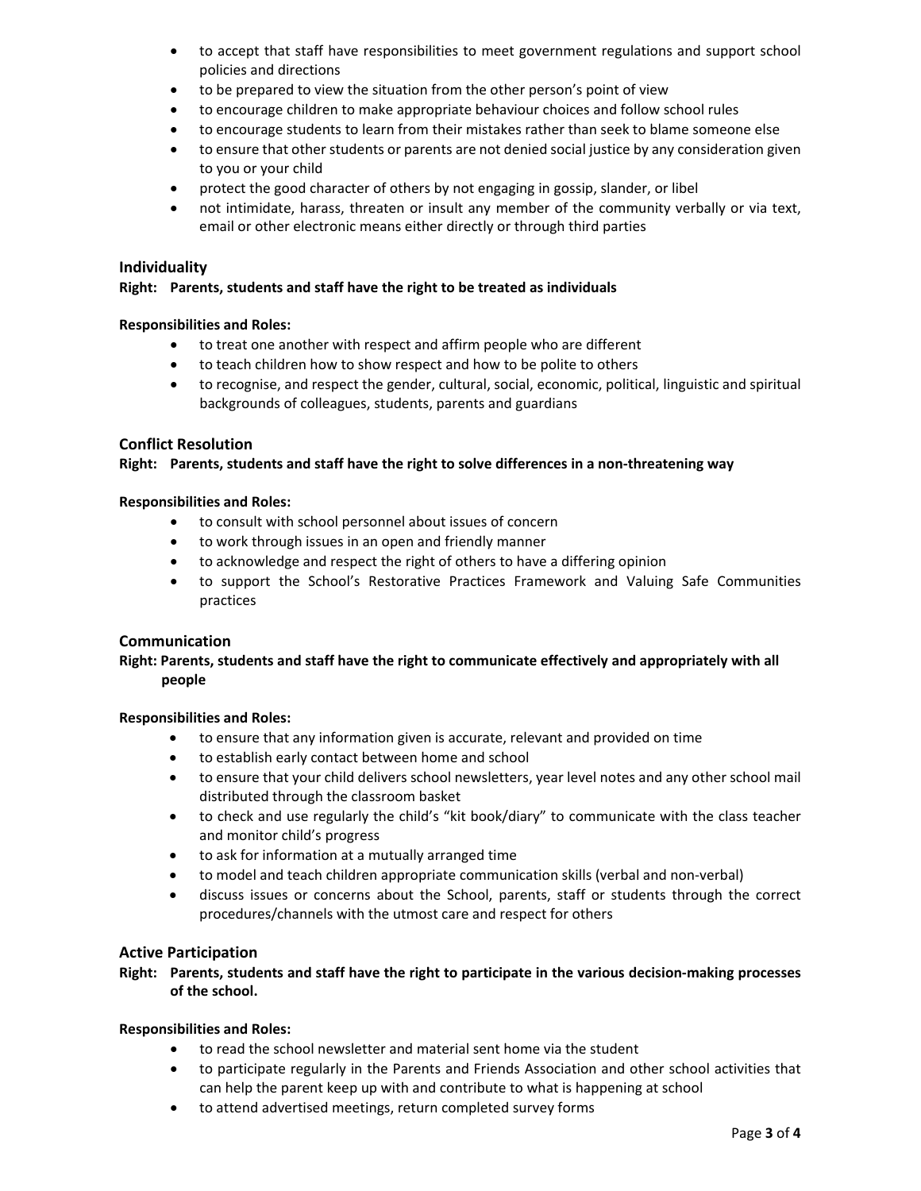- to accept that staff have responsibilities to meet government regulations and support school policies and directions
- to be prepared to view the situation from the other person's point of view
- to encourage children to make appropriate behaviour choices and follow school rules
- to encourage students to learn from their mistakes rather than seek to blame someone else
- to ensure that other students or parents are not denied social justice by any consideration given to you or your child
- protect the good character of others by not engaging in gossip, slander, or libel
- not intimidate, harass, threaten or insult any member of the community verbally or via text, email or other electronic means either directly or through third parties

## Individuality

**Right: Parents, students and staff have the right to be treated as individuals**

**Responsibilities and Roles:**

- to treat one another with respect and affirm people who are different
- to teach children how to show respect and how to be polite to others
- to recognise, and respect the gender, cultural, social, economic, political, linguistic and spiritual backgrounds of colleagues, students, parents and guardians

## Conflict Resolution

**Right: Parents, students and staff have the right to solve differences in a non-threatening way**

**Responsibilities and Roles:**

- to consult with school personnel about issues of concern
- to work through issues in an open and friendly manner
- to acknowledge and respect the right of others to have a differing opinion
- to support the School's Restorative Practices Framework and Valuing Safe Communities practices

## Communication

**Right: Parents, students and staff have the right to communicate effectively and appropriately with all people**

**Responsibilities and Roles:**

- to ensure that any information given is accurate, relevant and provided on time
- to establish early contact between home and school
- to ensure that your child delivers school newsletters, year level notes and any other school mail distributed through the classroom basket
- to check and use regularly the child's "kit book/diary" to communicate with the class teacher and monitor child's progress
- to ask for information at a mutually arranged time
- to model and teach children appropriate communication skills (verbal and non-verbal)
- discuss issues or concerns about the School, parents, staff or students through the correct procedures/channels with the utmost care and respect for others

## Active Participation

**Right: Parents, students and staff have the right to participate in the various decision-making processes of the school.**

**Responsibilities and Roles:**

- to read the school newsletter and material sent home via the student
- to participate regularly in the Parents and Friends Association and other school activities that can help the parent keep up with and contribute to what is happening at school
- to attend advertised meetings, return completed survey forms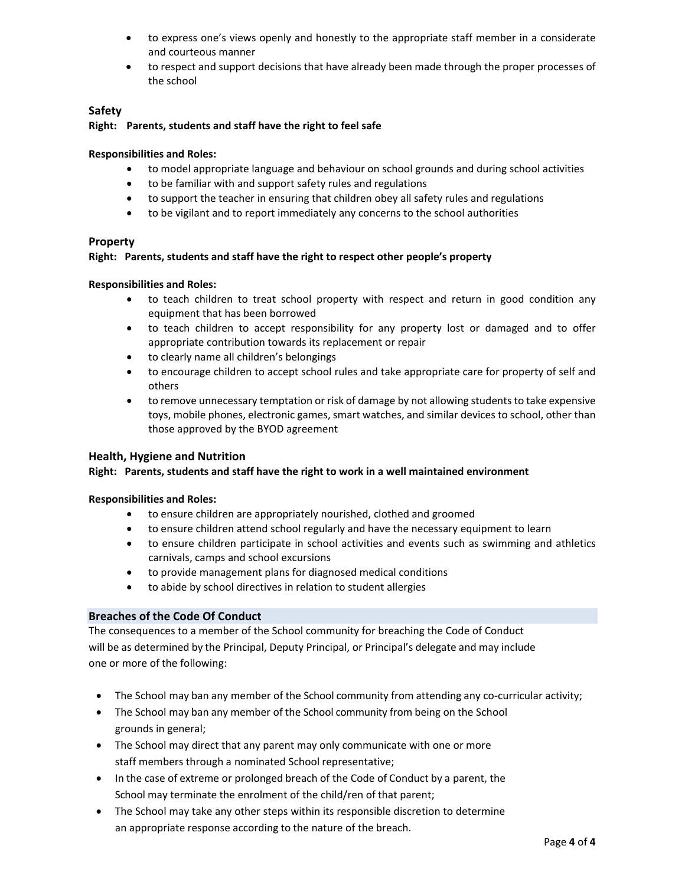- to express one's views openly and honestly to the appropriate staff member in a considerate and courteous manner
- to respect and support decisions that have already been made through the proper processes of the school

### Safety

**Right: Parents, students and staff have the right to feel safe**

**Responsibilities and Roles:**

- to model appropriate language and behaviour on school grounds and during school activities
- to be familiar with and support safety rules and regulations
- to support the teacher in ensuring that children obey all safety rules and regulations
- to be vigilant and to report immediately any concerns to the school authorities

### Property

**Right: Parents, students and staff have the right to respect other people's property**

**Responsibilities and Roles:**

- to teach children to treat school property with respect and return in good condition any equipment that has been borrowed
- to teach children to accept responsibility for any property lost or damaged and to offer appropriate contribution towards its replacement or repair
- to clearly name all children's belongings
- to encourage children to accept school rules and take appropriate care for property of self and others
- to remove unnecessary temptation or risk of damage by not allowing students to take expensive toys, mobile phones, electronic games, smart watches, and similar devices to school, other than those approved by the BYOD agreement

### Health, Hygiene and Nutrition

**Right: Parents, students and staff have the right to work in a well maintained environment**

**Responsibilities and Roles:**

- to ensure children are appropriately nourished, clothed and groomed
- to ensure children attend school regularly and have the necessary equipment to learn
- to ensure children participate in school activities and events such as swimming and athletics carnivals, camps and school excursions
- to provide management plans for diagnosed medical conditions
- to abide by school directives in relation to student allergies

## Breaches of the Code Of Conduct

The consequences to a member of the School community for breaching the Code of Conduct will be as determined by the Principal, Deputy Principal, or Principal's delegate and may include one or more of the following:

- The School may ban any member of the School community from attending any co-curricular activity;
- The School may ban any member of the School community from being on the School grounds in general;
- The School may direct that any parent may only communicate with one or more staff members through a nominated School representative;
- In the case of extreme or prolonged breach of the Code of Conduct by a parent, the School may terminate the enrolment of the child/ren of that parent;
- The School may take any other steps within its responsible discretion to determine an appropriate response according to the nature of the breach.